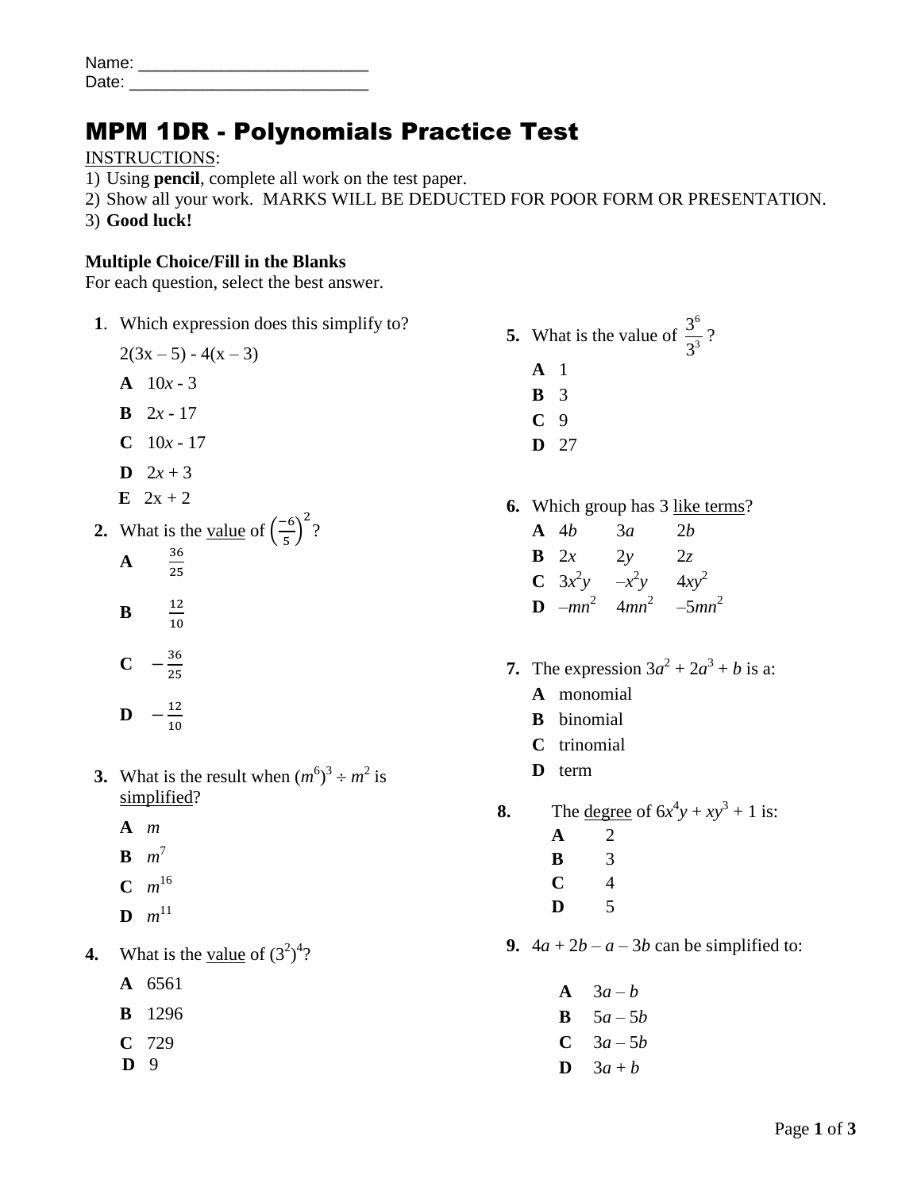Name: ___________________________
Date: ___________________________

# MPM 1DR - Polynomials Practice Test

INSTRUCTIONS:

1) Using **pencil**, complete all work on the test paper.
2) Show all your work. MARKS WILL BE DEDUCTED FOR POOR FORM OR PRESENTATION.
3) **Good luck!**

**Multiple Choice/Fill in the Blanks**
For each question, select the best answer.

**1**. Which expression does this simplify to?

$2(3x – 5) - 4(x – 3)$

- **A** $10x - 3$
- **B** $2x - 17$
- **C** $10x - 17$
- **D** $2x + 3$
- **E** $2x + 2$

**2.** What is the value of $\left(\frac{-6}{5}\right)^2$?

- **A** $\frac{36}{25}$
- **B** $\frac{12}{10}$
- **C** $-\frac{36}{25}$
- **D** $-\frac{12}{10}$

**3.** What is the result when $(m^6)^3 \div m^2$ is simplified?

- **A** $m$
- **B** $m^7$
- **C** $m^{16}$
- **D** $m^{11}$

**4.** What is the value of $(3^2)^4$?

- **A** 6561
- **B** 1296
- **C** 729
- **D** 9

**5.** What is the value of $\frac{3^6}{3^3}$?

- **A** 1
- **B** 3
- **C** 9
- **D** 27

**6.** Which group has 3 like terms?

- **A** $4b$ $3a$ $2b$
- **B** $2x$ $2y$ $2z$
- **C** $3x^2y$ $-x^2y$ $4xy^2$
- **D** $-mn^2$ $4mn^2$ $-5mn^2$

**7.** The expression $3a^2 + 2a^3 + b$ is a:

- **A** monomial
- **B** binomial
- **C** trinomial
- **D** term

**8.** The degree of $6x^4y + xy^3 + 1$ is:

- **A** 2
- **B** 3
- **C** 4
- **D** 5

**9.** $4a + 2b – a – 3b$ can be simplified to:

- **A** $3a – b$
- **B** $5a – 5b$
- **C** $3a – 5b$
- **D** $3a + b$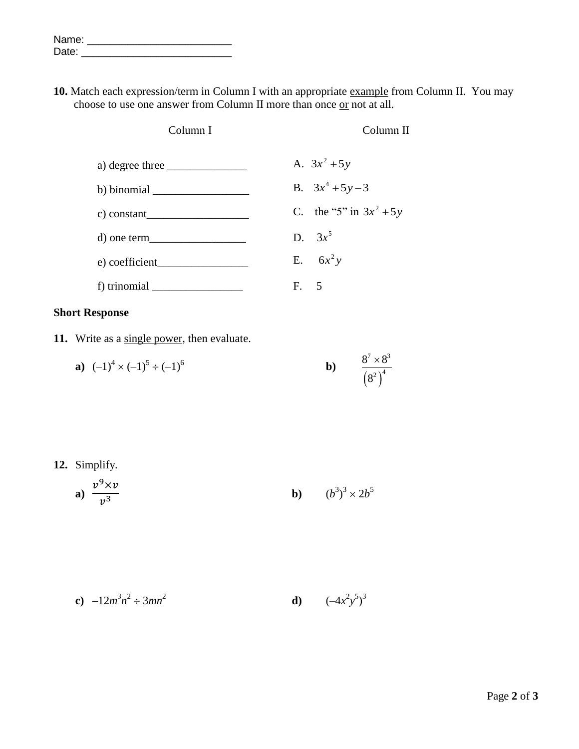Name: ___________________________
Date: ____________________________

**10.** Match each expression/term in Column I with an appropriate example from Column II. You may choose to use one answer from Column II more than once or not at all.

| Column I | Column II |
|---|---|
| a) degree three ______________ | A. $3x^2 + 5y$ |
| b) binomial _________________ | B. $3x^4 + 5y - 3$ |
| c) constant__________________ | C. the "5" in $3x^2 + 5y$ |
| d) one term_________________ | D. $3x^5$ |
| e) coefficient________________ | E. $6x^2y$ |
| f) trinomial ________________ | F. 5 |

**Short Response**

**11.** Write as a single power, then evaluate.

**a)** $(-1)^4 \times (-1)^5 \div (-1)^6$

**b)** $\dfrac{8^7 \times 8^3}{\left(8^2\right)^4}$

**12.** Simplify.

**a)** $\dfrac{v^9 \times v}{v^3}$

**b)** $(b^3)^3 \times 2b^5$

**c)** $-12m^3n^2 \div 3mn^2$

**d)** $(-4x^2y^5)^3$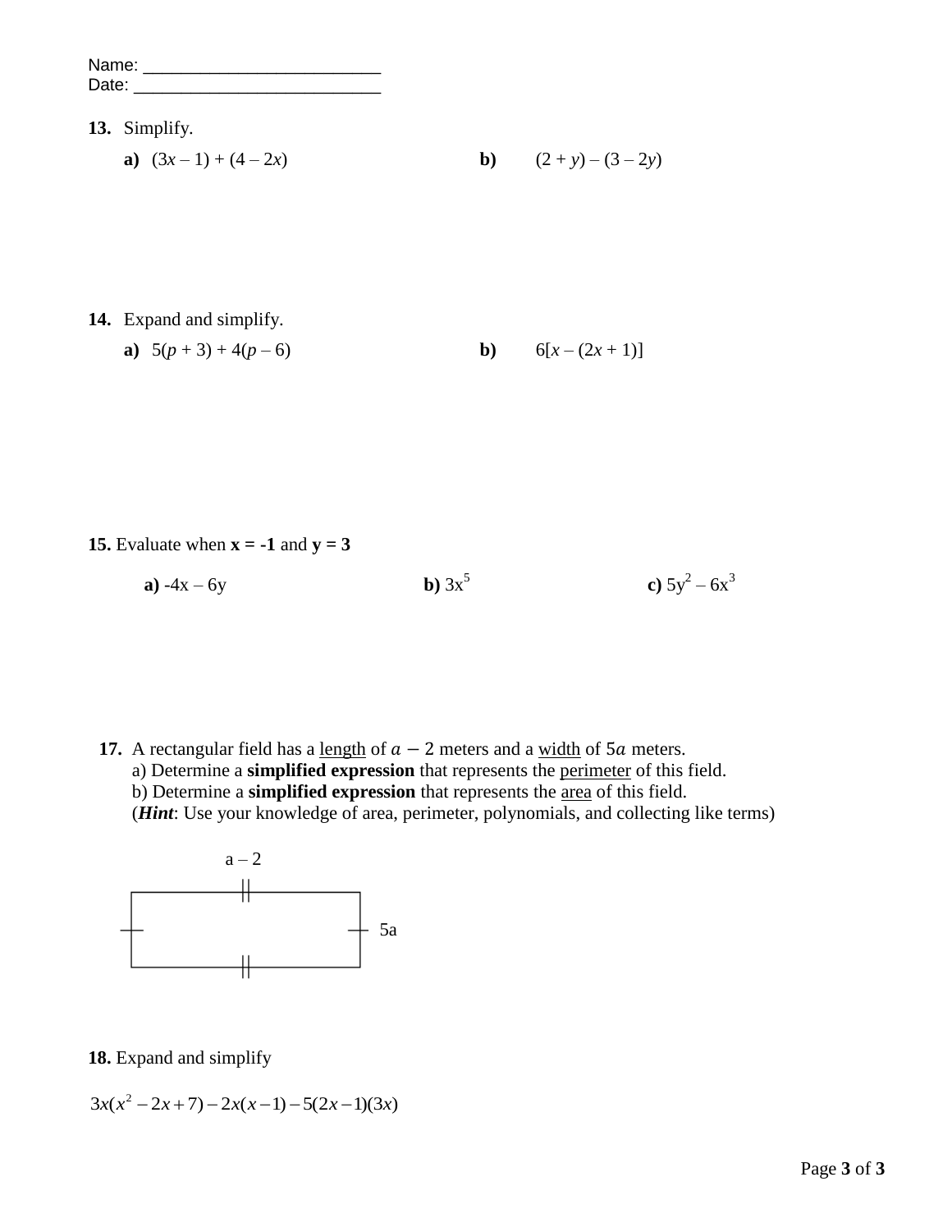Name: ___________________________
Date: ___________________________

**13.** Simplify.

**a)** $(3x - 1) + (4 - 2x)$

**b)** $(2 + y) - (3 - 2y)$

**14.** Expand and simplify.

**a)** $5(p + 3) + 4(p - 6)$

**b)** $6[x - (2x + 1)]$

**15.** Evaluate when $\mathbf{x = -1}$ and $\mathbf{y = 3}$

**a)** $-4x - 6y$

**b)** $3x^5$

**c)** $5y^2 - 6x^3$

**17.** A rectangular field has a length of $a - 2$ meters and a width of $5a$ meters.
a) Determine a **simplified expression** that represents the perimeter of this field.
b) Determine a **simplified expression** that represents the area of this field.
(***Hint***: Use your knowledge of area, perimeter, polynomials, and collecting like terms)

a – 2

5a

**18.** Expand and simplify

$$3x(x^2 - 2x + 7) - 2x(x - 1) - 5(2x - 1)(3x)$$